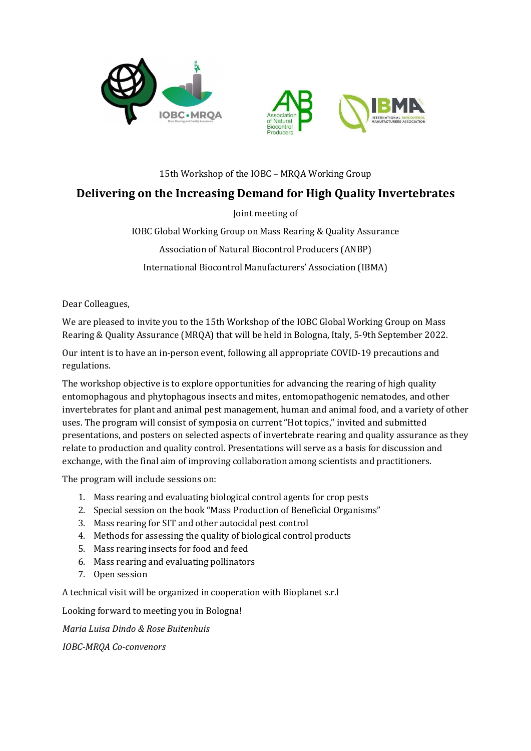15th Workshop of the IOBC – MRQA Working Group

# Delivering on the Increasing Demand for High Quality Invertebrates

Joint meeting of

IOBC Global Working Group on Mass Rearing & Quality Assurance

Association of Natural Biocontrol Producers (ANBP)

International Biocontrol Manufacturers' Association (IBMA)

Dear Colleagues,

We are pleased to invite you to the 15th Workshop of the IOBC Global Working Group on Mass Rearing & Quality Assurance (MRQA) that will be held in Bologna, Italy, 5-9th September 2022.

Our intent is to have an in-person event, following all appropriate COVID-19 precautions and regulations.

The workshop objective is to explore opportunities for advancing the rearing of high quality entomophagous and phytophagous insects and mites, entomopathogenic nematodes, and other invertebrates for plant and animal pest management, human and animal food, and a variety of other uses. The program will consist of symposia on current "Hot topics," invited and submitted presentations, and posters on selected aspects of invertebrate rearing and quality assurance as they relate to production and quality control. Presentations will serve as a basis for discussion and exchange, with the final aim of improving collaboration among scientists and practitioners.

The program will include sessions on:

1. Mass rearing and evaluating biological control agents for crop pests
2. Special session on the book "Mass Production of Beneficial Organisms"
3. Mass rearing for SIT and other autocidal pest control
4. Methods for assessing the quality of biological control products
5. Mass rearing insects for food and feed
6. Mass rearing and evaluating pollinators
7. Open session

A technical visit will be organized in cooperation with Bioplanet s.r.l

Looking forward to meeting you in Bologna!

*Maria Luisa Dindo & Rose Buitenhuis*

*IOBC-MRQA Co-convenors*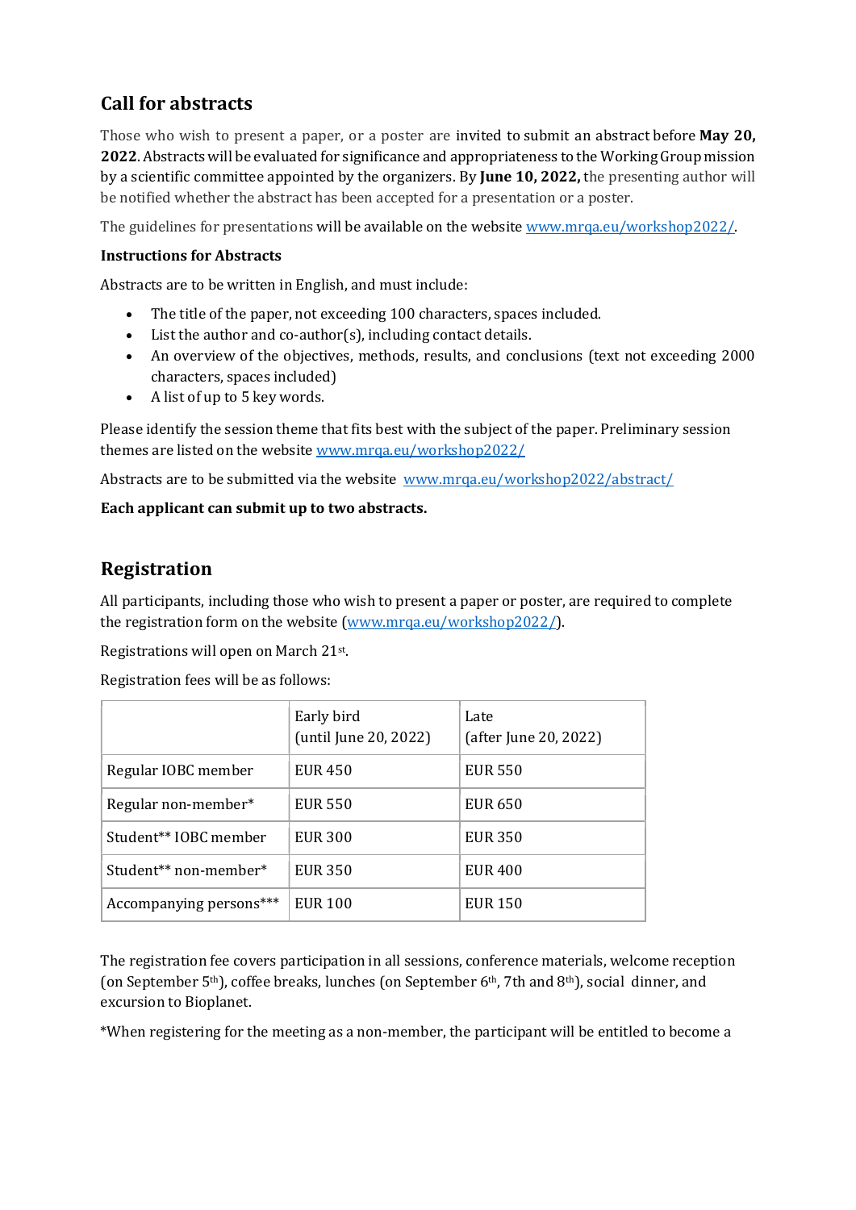## Call for abstracts

Those who wish to present a paper, or a poster are invited to submit an abstract before **May 20, 2022**. Abstracts will be evaluated for significance and appropriateness to the Working Group mission by a scientific committee appointed by the organizers. By **June 10, 2022,** the presenting author will be notified whether the abstract has been accepted for a presentation or a poster.

The guidelines for presentations will be available on the website [www.mrqa.eu/workshop2022/](www.mrqa.eu/workshop2022/).

**Instructions for Abstracts**

Abstracts are to be written in English, and must include:

- The title of the paper, not exceeding 100 characters, spaces included.
- List the author and co-author(s), including contact details.
- An overview of the objectives, methods, results, and conclusions (text not exceeding 2000 characters, spaces included)
- A list of up to 5 key words.

Please identify the session theme that fits best with the subject of the paper. Preliminary session themes are listed on the website [www.mrqa.eu/workshop2022/](www.mrqa.eu/workshop2022/)

Abstracts are to be submitted via the website [www.mrqa.eu/workshop2022/abstract/](www.mrqa.eu/workshop2022/abstract/)

**Each applicant can submit up to two abstracts.**

## Registration

All participants, including those who wish to present a paper or poster, are required to complete the registration form on the website ([www.mrqa.eu/workshop2022/](www.mrqa.eu/workshop2022/)).

Registrations will open on March 21st.

Registration fees will be as follows:

| | Early bird (until June 20, 2022) | Late (after June 20, 2022) |
|---|---|---|
| Regular IOBC member | EUR 450 | EUR 550 |
| Regular non-member* | EUR 550 | EUR 650 |
| Student** IOBC member | EUR 300 | EUR 350 |
| Student** non-member* | EUR 350 | EUR 400 |
| Accompanying persons*** | EUR 100 | EUR 150 |

The registration fee covers participation in all sessions, conference materials, welcome reception (on September 5th), coffee breaks, lunches (on September 6th, 7th and 8th), social dinner, and excursion to Bioplanet.

*When registering for the meeting as a non-member, the participant will be entitled to become a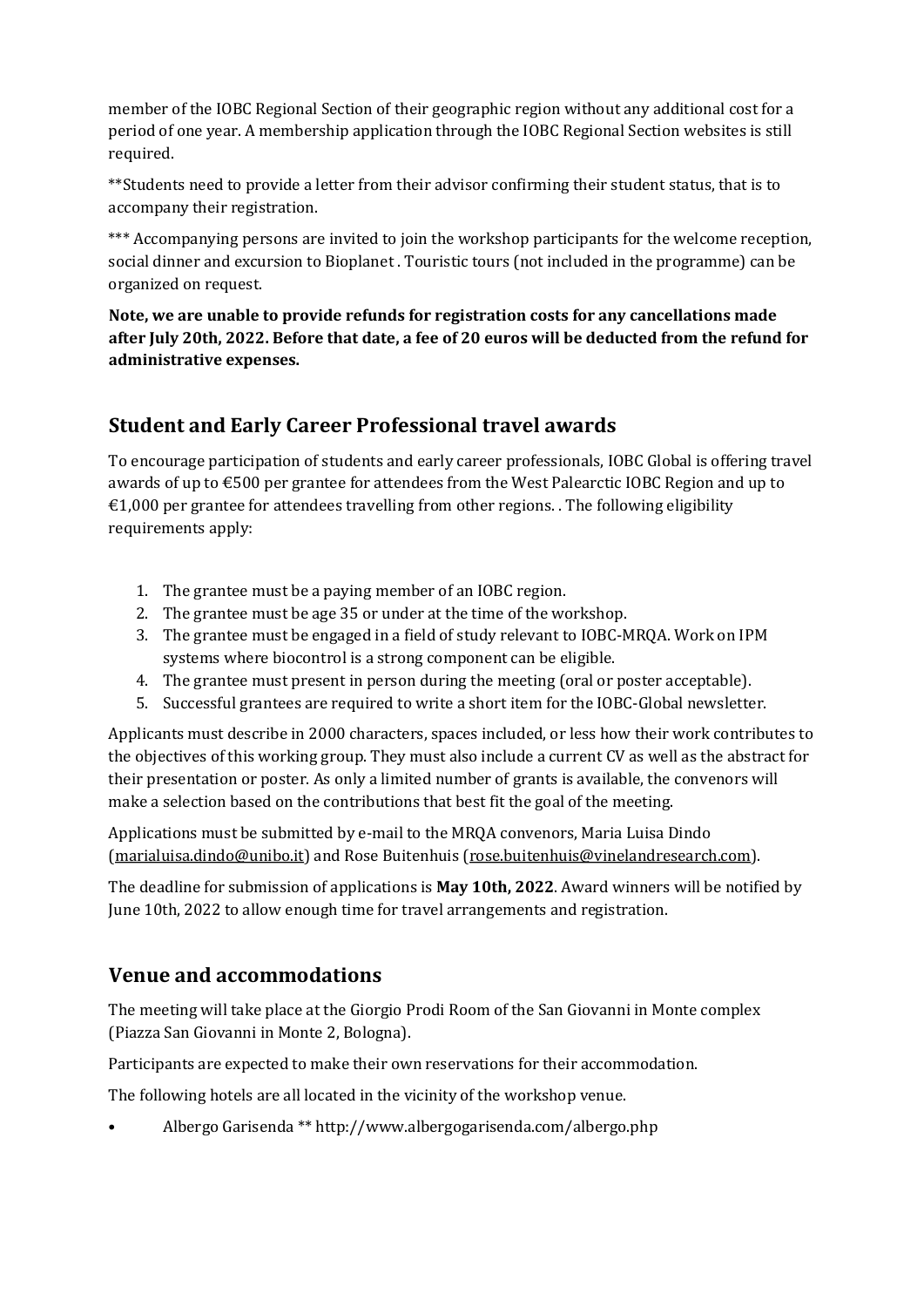member of the IOBC Regional Section of their geographic region without any additional cost for a period of one year. A membership application through the IOBC Regional Section websites is still required.

**Students need to provide a letter from their advisor confirming their student status, that is to accompany their registration.

*** Accompanying persons are invited to join the workshop participants for the welcome reception, social dinner and excursion to Bioplanet . Touristic tours (not included in the programme) can be organized on request.

**Note, we are unable to provide refunds for registration costs for any cancellations made after July 20th, 2022. Before that date, a fee of 20 euros will be deducted from the refund for administrative expenses.**

## Student and Early Career Professional travel awards

To encourage participation of students and early career professionals, IOBC Global is offering travel awards of up to €500 per grantee for attendees from the West Palearctic IOBC Region and up to €1,000 per grantee for attendees travelling from other regions. . The following eligibility requirements apply:

1. The grantee must be a paying member of an IOBC region.
2. The grantee must be age 35 or under at the time of the workshop.
3. The grantee must be engaged in a field of study relevant to IOBC-MRQA. Work on IPM systems where biocontrol is a strong component can be eligible.
4. The grantee must present in person during the meeting (oral or poster acceptable).
5. Successful grantees are required to write a short item for the IOBC-Global newsletter.

Applicants must describe in 2000 characters, spaces included, or less how their work contributes to the objectives of this working group. They must also include a current CV as well as the abstract for their presentation or poster. As only a limited number of grants is available, the convenors will make a selection based on the contributions that best fit the goal of the meeting.

Applications must be submitted by e-mail to the MRQA convenors, Maria Luisa Dindo (marialuisa.dindo@unibo.it) and Rose Buitenhuis (rose.buitenhuis@vinelandresearch.com).

The deadline for submission of applications is **May 10th, 2022**. Award winners will be notified by June 10th, 2022 to allow enough time for travel arrangements and registration.

## Venue and accommodations

The meeting will take place at the Giorgio Prodi Room of the San Giovanni in Monte complex (Piazza San Giovanni in Monte 2, Bologna).

Participants are expected to make their own reservations for their accommodation.

The following hotels are all located in the vicinity of the workshop venue.

- Albergo Garisenda ** http://www.albergogarisenda.com/albergo.php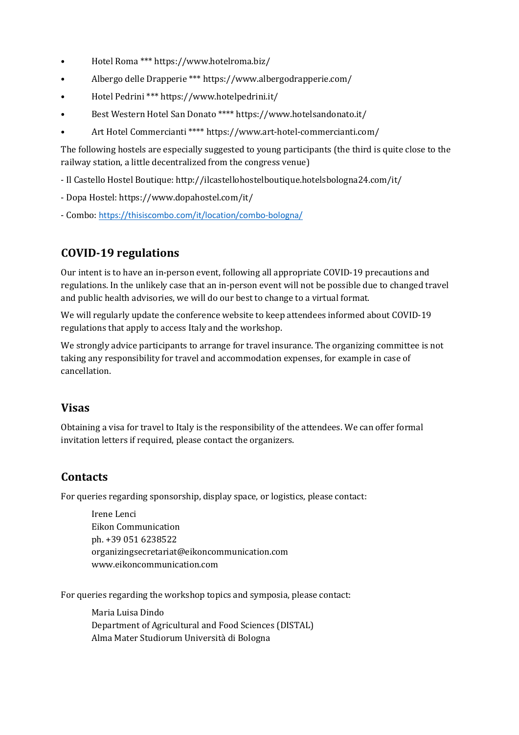- Hotel Roma *** https://www.hotelroma.biz/
- Albergo delle Drapperie *** https://www.albergodrapperie.com/
- Hotel Pedrini *** https://www.hotelpedrini.it/
- Best Western Hotel San Donato **** https://www.hotelsandonato.it/
- Art Hotel Commercianti **** https://www.art-hotel-commercianti.com/

The following hostels are especially suggested to young participants (the third is quite close to the railway station, a little decentralized from the congress venue)

- Il Castello Hostel Boutique: http://ilcastellohostelboutique.hotelsbologna24.com/it/
- Dopa Hostel: https://www.dopahostel.com/it/
- Combo: [https://thisiscombo.com/it/location/combo-bologna/](https://thisiscombo.com/it/location/combo-bologna/)

## COVID-19 regulations

Our intent is to have an in-person event, following all appropriate COVID-19 precautions and regulations. In the unlikely case that an in-person event will not be possible due to changed travel and public health advisories, we will do our best to change to a virtual format.

We will regularly update the conference website to keep attendees informed about COVID-19 regulations that apply to access Italy and the workshop.

We strongly advice participants to arrange for travel insurance. The organizing committee is not taking any responsibility for travel and accommodation expenses, for example in case of cancellation.

## Visas

Obtaining a visa for travel to Italy is the responsibility of the attendees. We can offer formal invitation letters if required, please contact the organizers.

## Contacts

For queries regarding sponsorship, display space, or logistics, please contact:

> Irene Lenci
> Eikon Communication
> ph. +39 051 6238522
> organizingsecretariat@eikoncommunication.com
> www.eikoncommunication.com

For queries regarding the workshop topics and symposia, please contact:

> Maria Luisa Dindo
> Department of Agricultural and Food Sciences (DISTAL)
> Alma Mater Studiorum Università di Bologna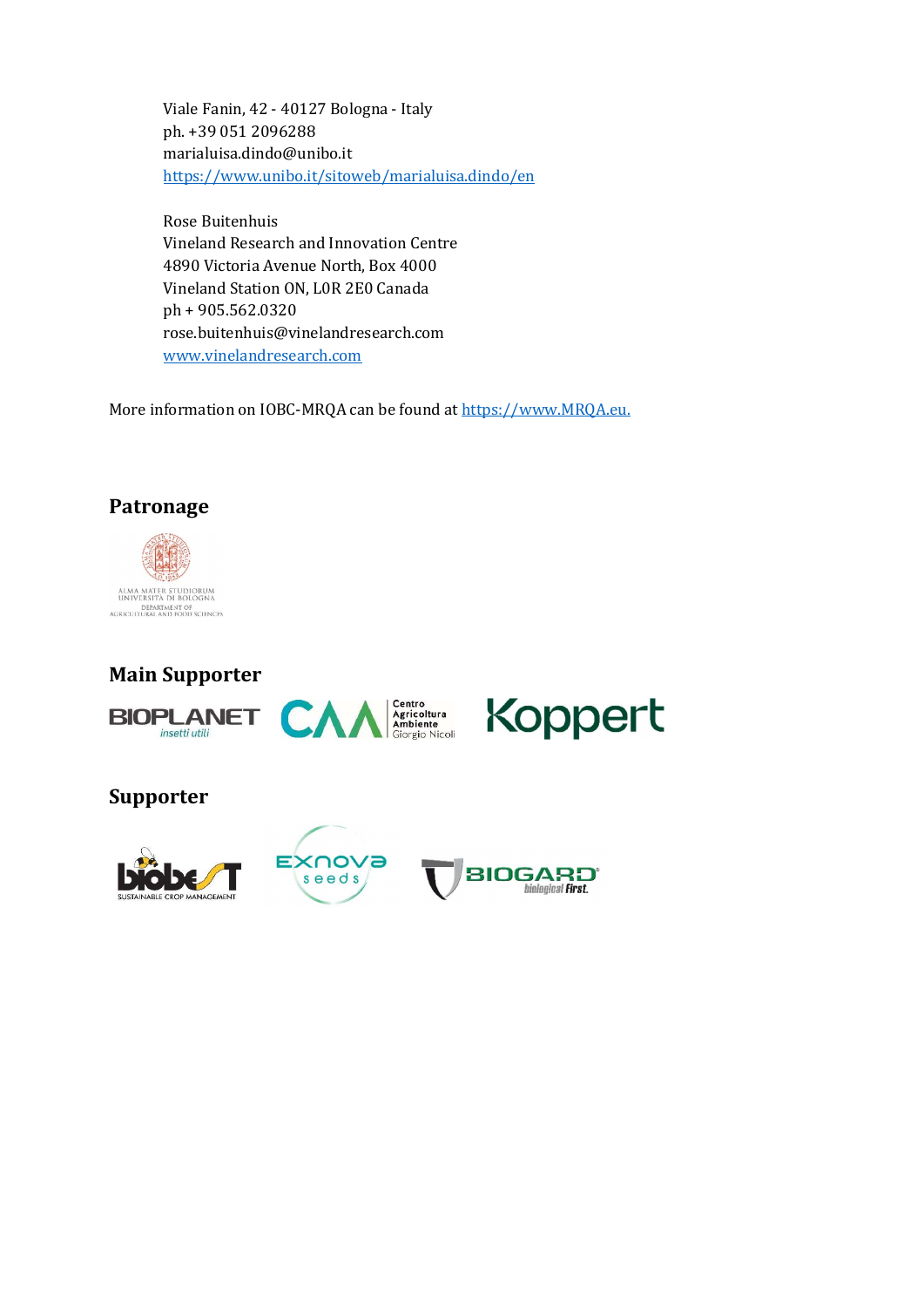Viale Fanin, 42 - 40127 Bologna - Italy
ph. +39 051 2096288
marialuisa.dindo@unibo.it
https://www.unibo.it/sitoweb/marialuisa.dindo/en

Rose Buitenhuis
Vineland Research and Innovation Centre
4890 Victoria Avenue North, Box 4000
Vineland Station ON, L0R 2E0 Canada
ph + 905.562.0320
rose.buitenhuis@vinelandresearch.com
www.vinelandresearch.com

More information on IOBC-MRQA can be found at https://www.MRQA.eu.

## Patronage

ALMA MATER STUDIORUM
UNIVERSITÀ DI BOLOGNA
DEPARTMENT OF
AGRICULTURAL AND FOOD SCIENCES

## Main Supporter

BIOPLANET insetti utili

CAA Centro Agricoltura Ambiente Giorgio Nicoli

Koppert

## Supporter

biobest SUSTAINABLE CROP MANAGEMENT

Exnova seeds

BIOGARD biological First.